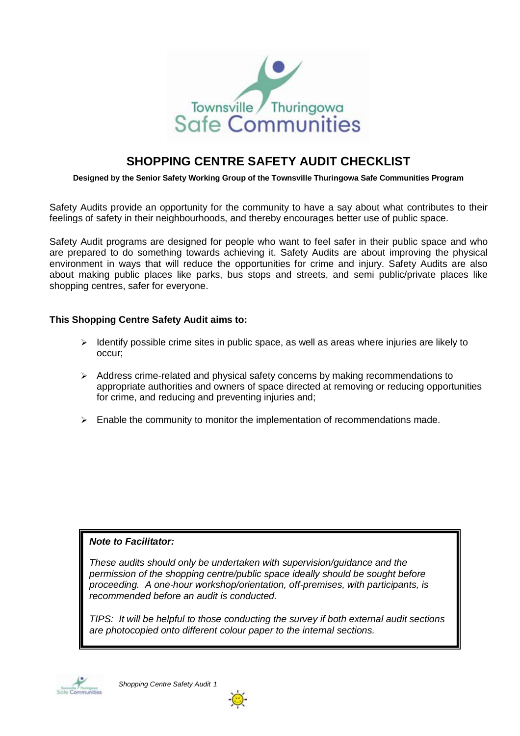# SHOPPING CENTRE SAFETY AUDIT CHECKLIST

**Designed by the Senior Safety Working Group of the Townsville Thuringowa Safe Communities Program**

Safety Audits provide an opportunity for the community to have a say about what contributes to their feelings of safety in their neighbourhoods, and thereby encourages better use of public space.

Safety Audit programs are designed for people who want to feel safer in their public space and who are prepared to do something towards achieving it. Safety Audits are about improving the physical environment in ways that will reduce the opportunities for crime and injury. Safety Audits are also about making public places like parks, bus stops and streets, and semi public/private places like shopping centres, safer for everyone.

**This Shopping Centre Safety Audit aims to:**

- Identify possible crime sites in public space, as well as areas where injuries are likely to occur;
- Address crime-related and physical safety concerns by making recommendations to appropriate authorities and owners of space directed at removing or reducing opportunities for crime, and reducing and preventing injuries and;
- Enable the community to monitor the implementation of recommendations made.

> ***Note to Facilitator:***
>
> *These audits should only be undertaken with supervision/guidance and the permission of the shopping centre/public space ideally should be sought before proceeding. A one-hour workshop/orientation, off-premises, with participants, is recommended before an audit is conducted.*
>
> *TIPS: It will be helpful to those conducting the survey if both external audit sections are photocopied onto different colour paper to the internal sections.*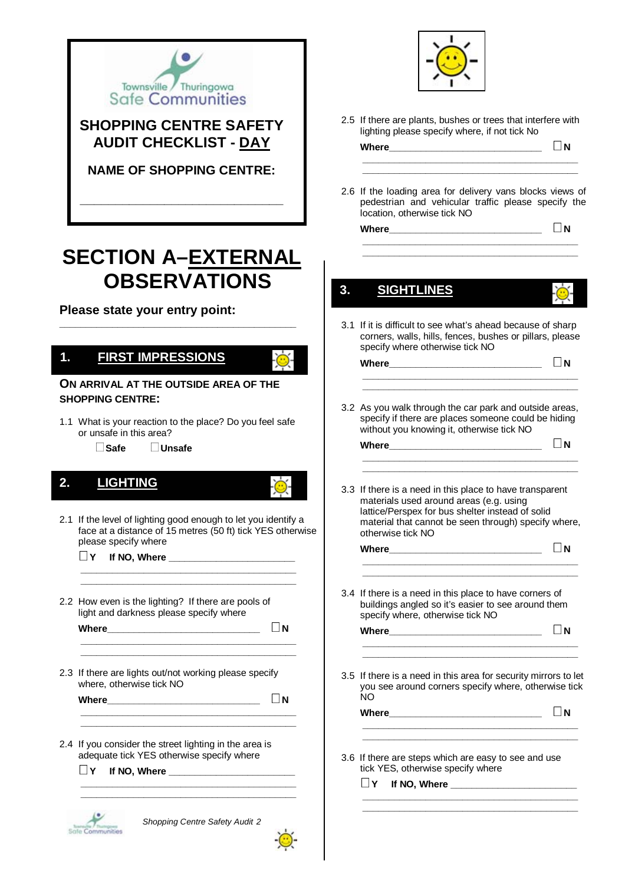Townsville Thuringowa Safe Communities

**SHOPPING CENTRE SAFETY AUDIT CHECKLIST - DAY**

**NAME OF SHOPPING CENTRE:**

___________________________________

# SECTION A–EXTERNAL OBSERVATIONS

**Please state your entry point:**

___________________________________

## 1. FIRST IMPRESSIONS

**ON ARRIVAL AT THE OUTSIDE AREA OF THE SHOPPING CENTRE:**

1.1 What is your reaction to the place? Do you feel safe or unsafe in this area?

☐ **Safe** ☐ **Unsafe**

## 2. LIGHTING

2.1 If the level of lighting good enough to let you identify a face at a distance of 15 metres (50 ft) tick YES otherwise please specify where

☐ **Y** **If NO, Where** ___________________________

___________________________________

___________________________________

2.2 How even is the lighting? If there are pools of light and darkness please specify where

**Where**___________________________ ☐ **N**

___________________________________

___________________________________

2.3 If there are lights out/not working please specify where, otherwise tick NO

**Where**___________________________ ☐ **N**

___________________________________

___________________________________

2.4 If you consider the street lighting in the area is adequate tick YES otherwise specify where

☐ **Y** **If NO, Where** ___________________________

___________________________________

___________________________________

2.5 If there are plants, bushes or trees that interfere with lighting please specify where, if not tick No

**Where**___________________________ ☐ **N**

___________________________________

___________________________________

2.6 If the loading area for delivery vans blocks views of pedestrian and vehicular traffic please specify the location, otherwise tick NO

**Where**___________________________ ☐ **N**

___________________________________

___________________________________

## 3. SIGHTLINES

3.1 If it is difficult to see what's ahead because of sharp corners, walls, hills, fences, bushes or pillars, please specify where otherwise tick NO

**Where**___________________________ ☐ **N**

___________________________________

___________________________________

3.2 As you walk through the car park and outside areas, specify if there are places someone could be hiding without you knowing it, otherwise tick NO

**Where**___________________________ ☐ **N**

___________________________________

___________________________________

3.3 If there is a need in this place to have transparent materials used around areas (e.g. using lattice/Perspex for bus shelter instead of solid material that cannot be seen through) specify where, otherwise tick NO

**Where**___________________________ ☐ **N**

___________________________________

___________________________________

3.4 If there is a need in this place to have corners of buildings angled so it's easier to see around them specify where, otherwise tick NO

**Where**___________________________ ☐ **N**

___________________________________

___________________________________

3.5 If there is a need in this area for security mirrors to let you see around corners specify where, otherwise tick NO

**Where**___________________________ ☐ **N**

___________________________________

___________________________________

3.6 If there are steps which are easy to see and use tick YES, otherwise specify where

☐ **Y** **If NO, Where** ___________________________

___________________________________

___________________________________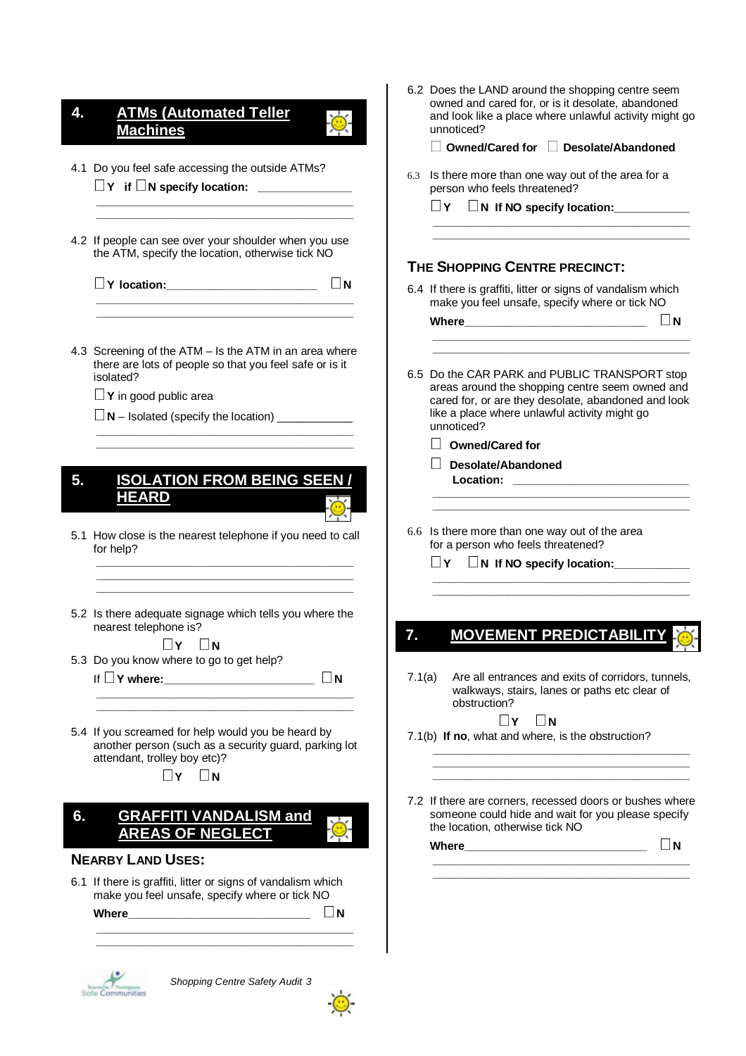## 4. ATMs (Automated Teller Machines)

4.1 Do you feel safe accessing the outside ATMs?

☐ **Y** if ☐ **N specify location:** _______________

_____________________________________________

4.2 If people can see over your shoulder when you use the ATM, specify the location, otherwise tick NO

☐ **Y location:** ________________________ ☐ **N**

_____________________________________________

4.3 Screening of the ATM – Is the ATM in an area where there are lots of people so that you feel safe or is it isolated?

☐ **Y** in good public area

☐ **N** – Isolated (specify the location) ____________

_____________________________________________

## 5. ISOLATION FROM BEING SEEN / HEARD

5.1 How close is the nearest telephone if you need to call for help?

_____________________________________________

5.2 Is there adequate signage which tells you where the nearest telephone is?

☐ **Y** ☐ **N**

5.3 Do you know where to go to get help?

If ☐ **Y where:** ________________________ ☐ **N**

_____________________________________________

5.4 If you screamed for help would you be heard by another person (such as a security guard, parking lot attendant, trolley boy etc)?

☐ **Y** ☐ **N**

## 6. GRAFFITI VANDALISM and AREAS OF NEGLECT

### NEARBY LAND USES:

6.1 If there is graffiti, litter or signs of vandalism which make you feel unsafe, specify where or tick NO

**Where** ____________________________ ☐ **N**

_____________________________________________

6.2 Does the LAND around the shopping centre seem owned and cared for, or is it desolate, abandoned and look like a place where unlawful activity might go unnoticed?

☐ **Owned/Cared for** ☐ **Desolate/Abandoned**

6.3 Is there more than one way out of the area for a person who feels threatened?

☐ **Y** ☐ **N If NO specify location:** ____________

_____________________________________________

### THE SHOPPING CENTRE PRECINCT:

6.4 If there is graffiti, litter or signs of vandalism which make you feel unsafe, specify where or tick NO

**Where** ____________________________ ☐ **N**

_____________________________________________

6.5 Do the CAR PARK and PUBLIC TRANSPORT stop areas around the shopping centre seem owned and cared for, or are they desolate, abandoned and look like a place where unlawful activity might go unnoticed?

☐ **Owned/Cared for**

☐ **Desolate/Abandoned**

**Location:** ____________________________

_____________________________________________

6.6 Is there more than one way out of the area for a person who feels threatened?

☐ **Y** ☐ **N If NO specify location:** ____________

_____________________________________________

## 7. MOVEMENT PREDICTABILITY

7.1(a) Are all entrances and exits of corridors, tunnels, walkways, stairs, lanes or paths etc clear of obstruction?

☐ **Y** ☐ **N**

7.1(b) **If no**, what and where, is the obstruction?

_____________________________________________

7.2 If there are corners, recessed doors or bushes where someone could hide and wait for you please specify the location, otherwise tick NO

**Where** ____________________________ ☐ **N**

_____________________________________________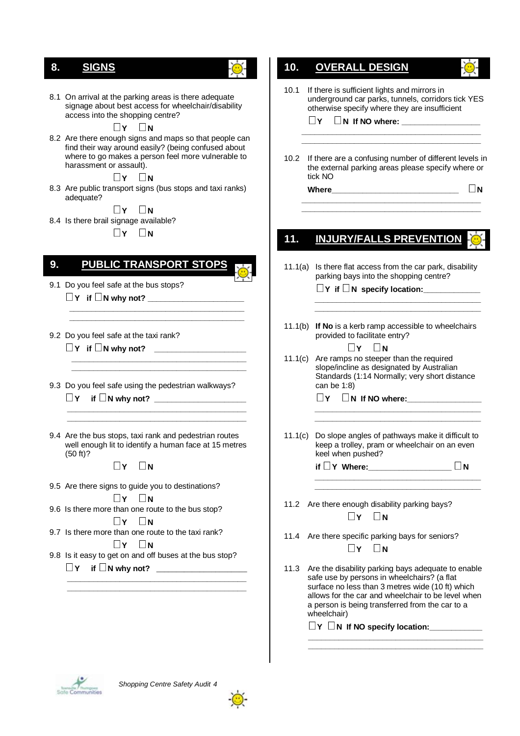## 8. SIGNS

8.1 On arrival at the parking areas is there adequate signage about best access for wheelchair/disability access into the shopping centre?

☐ Y ☐ N

8.2 Are there enough signs and maps so that people can find their way around easily? (being confused about where to go makes a person feel more vulnerable to harassment or assault).

☐ Y ☐ N

8.3 Are public transport signs (bus stops and taxi ranks) adequate?

☐ Y ☐ N

8.4 Is there brail signage available?

☐ Y ☐ N

## 9. PUBLIC TRANSPORT STOPS

9.1 Do you feel safe at the bus stops?

☐ Y if ☐ N why not? ____________________

________________________________________

________________________________________

9.2 Do you feel safe at the taxi rank?

☐ Y if ☐ N why not? ____________________

________________________________________

________________________________________

9.3 Do you feel safe using the pedestrian walkways?

☐ Y if ☐ N why not? ____________________

________________________________________

________________________________________

9.4 Are the bus stops, taxi rank and pedestrian routes well enough lit to identify a human face at 15 metres (50 ft)?

☐ Y ☐ N

9.5 Are there signs to guide you to destinations?

☐ Y ☐ N

9.6 Is there more than one route to the bus stop?

☐ Y ☐ N

9.7 Is there more than one route to the taxi rank?

☐ Y ☐ N

9.8 Is it easy to get on and off buses at the bus stop?

☐ Y if ☐ N why not? ____________________

________________________________________

________________________________________

## 10. OVERALL DESIGN

10.1 If there is sufficient lights and mirrors in underground car parks, tunnels, corridors tick YES otherwise specify where they are insufficient

☐ Y ☐ N If NO where: ____________________

________________________________________

________________________________________

10.2 If there are a confusing number of different levels in the external parking areas please specify where or tick NO

Where____________________________ ☐ N

________________________________________

________________________________________

## 11. INJURY/FALLS PREVENTION

11.1(a) Is there flat access from the car park, disability parking bays into the shopping centre?

☐ Y if ☐ N specify location:____________

________________________________________

________________________________________

11.1(b) **If No** is a kerb ramp accessible to wheelchairs provided to facilitate entry?

☐ Y ☐ N

11.1(c) Are ramps no steeper than the required slope/incline as designated by Australian Standards (1:14 Normally; very short distance can be 1:8)

☐ Y ☐ N If NO where:________________

________________________________________

________________________________________

11.1(c) Do slope angles of pathways make it difficult to keep a trolley, pram or wheelchair on an even keel when pushed?

if ☐ Y Where:__________________ ☐ N

________________________________________

________________________________________

11.2 Are there enough disability parking bays?

☐ Y ☐ N

11.4 Are there specific parking bays for seniors?

☐ Y ☐ N

11.3 Are the disability parking bays adequate to enable safe use by persons in wheelchairs? (a flat surface no less than 3 metres wide (10 ft) which allows for the car and wheelchair to be level when a person is being transferred from the car to a wheelchair)

☐ Y ☐ N If NO specify location:___________

________________________________________

________________________________________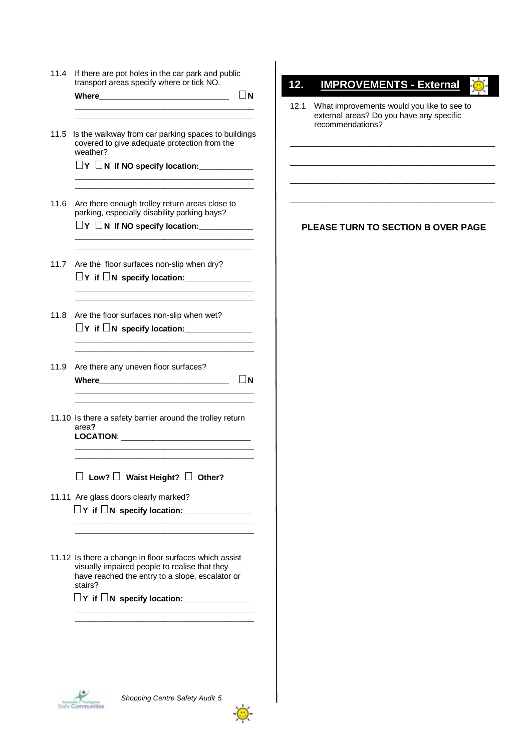11.4 If there are pot holes in the car park and public transport areas specify where or tick NO.

**Where**_____________________________ ☐**N**

_______________________________________

_______________________________________

11.5 Is the walkway from car parking spaces to buildings covered to give adequate protection from the weather?

☐**Y** ☐**N If NO specify location:**____________

_______________________________________

_______________________________________

11.6 Are there enough trolley return areas close to parking, especially disability parking bays?

☐**Y** ☐**N If NO specify location:**____________

_______________________________________

_______________________________________

11.7 Are the floor surfaces non-slip when dry?

☐**Y if** ☐**N specify location:**_______________

_______________________________________

_______________________________________

11.8 Are the floor surfaces non-slip when wet?

☐**Y if** ☐**N specify location:**_______________

_______________________________________

_______________________________________

11.9 Are there any uneven floor surfaces?

**Where**_____________________________ ☐**N**

_______________________________________

_______________________________________

11.10 Is there a safety barrier around the trolley return area**?**

**LOCATION**: _____________________________

_______________________________________

_______________________________________

☐ **Low?** ☐ **Waist Height?** ☐ **Other?**

11.11 Are glass doors clearly marked?

☐**Y if** ☐**N specify location:** _______________

_______________________________________

_______________________________________

11.12 Is there a change in floor surfaces which assist visually impaired people to realise that they have reached the entry to a slope, escalator or stairs?

☐**Y if** ☐**N specify location:**_______________

_______________________________________

_______________________________________

## 12. IMPROVEMENTS - External

12.1 What improvements would you like to see to external areas? Do you have any specific recommendations?

_______________________________________

_______________________________________

_______________________________________

_______________________________________

**PLEASE TURN TO SECTION B OVER PAGE**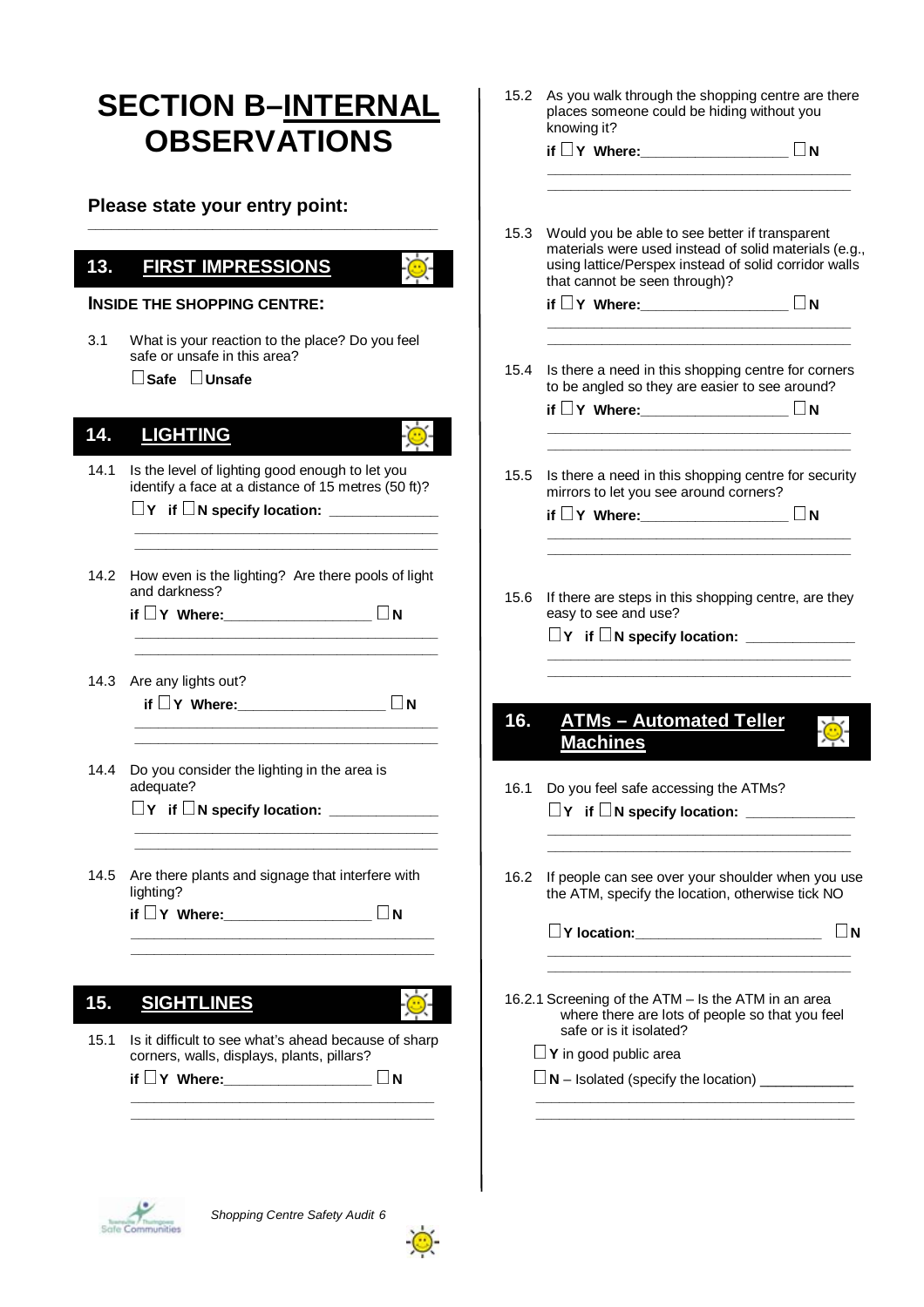# SECTION B–INTERNAL OBSERVATIONS

**Please state your entry point:**

______________________________________________

## 13. FIRST IMPRESSIONS

**INSIDE THE SHOPPING CENTRE:**

3.1 What is your reaction to the place? Do you feel safe or unsafe in this area?

☐ **Safe** ☐ **Unsafe**

## 14. LIGHTING

14.1 Is the level of lighting good enough to let you identify a face at a distance of 15 metres (50 ft)?

☐ **Y** if ☐ **N specify location:** _____________

______________________________________________

______________________________________________

14.2 How even is the lighting? Are there pools of light and darkness?

**if** ☐ **Y Where:**__________________ ☐ **N**

______________________________________________

______________________________________________

14.3 Are any lights out?

**if** ☐ **Y Where:**__________________ ☐ **N**

______________________________________________

______________________________________________

14.4 Do you consider the lighting in the area is adequate?

☐ **Y** if ☐ **N specify location:** _____________

______________________________________________

______________________________________________

14.5 Are there plants and signage that interfere with lighting?

**if** ☐ **Y Where:**__________________ ☐ **N**

______________________________________________

______________________________________________

## 15. SIGHTLINES

15.1 Is it difficult to see what's ahead because of sharp corners, walls, displays, plants, pillars?

**if** ☐ **Y Where:**__________________ ☐ **N**

______________________________________________

______________________________________________

15.2 As you walk through the shopping centre are there places someone could be hiding without you knowing it?

**if** ☐ **Y Where:**__________________ ☐ **N**

______________________________________________

______________________________________________

15.3 Would you be able to see better if transparent materials were used instead of solid materials (e.g., using lattice/Perspex instead of solid corridor walls that cannot be seen through)?

**if** ☐ **Y Where:**__________________ ☐ **N**

______________________________________________

______________________________________________

15.4 Is there a need in this shopping centre for corners to be angled so they are easier to see around?

**if** ☐ **Y Where:**__________________ ☐ **N**

______________________________________________

______________________________________________

15.5 Is there a need in this shopping centre for security mirrors to let you see around corners?

**if** ☐ **Y Where:**__________________ ☐ **N**

______________________________________________

______________________________________________

15.6 If there are steps in this shopping centre, are they easy to see and use?

☐ **Y** if ☐ **N specify location:** _____________

______________________________________________

______________________________________________

## 16. ATMs – Automated Teller Machines

16.1 Do you feel safe accessing the ATMs?

☐ **Y** if ☐ **N specify location:** _____________

______________________________________________

______________________________________________

16.2 If people can see over your shoulder when you use the ATM, specify the location, otherwise tick NO

☐ **Y location:**_______________________ ☐ **N**

______________________________________________

______________________________________________

16.2.1 Screening of the ATM – Is the ATM in an area where there are lots of people so that you feel safe or is it isolated?

☐ **Y** in good public area

☐ **N** – Isolated (specify the location) ____________

______________________________________________

______________________________________________

*Shopping Centre Safety Audit 6*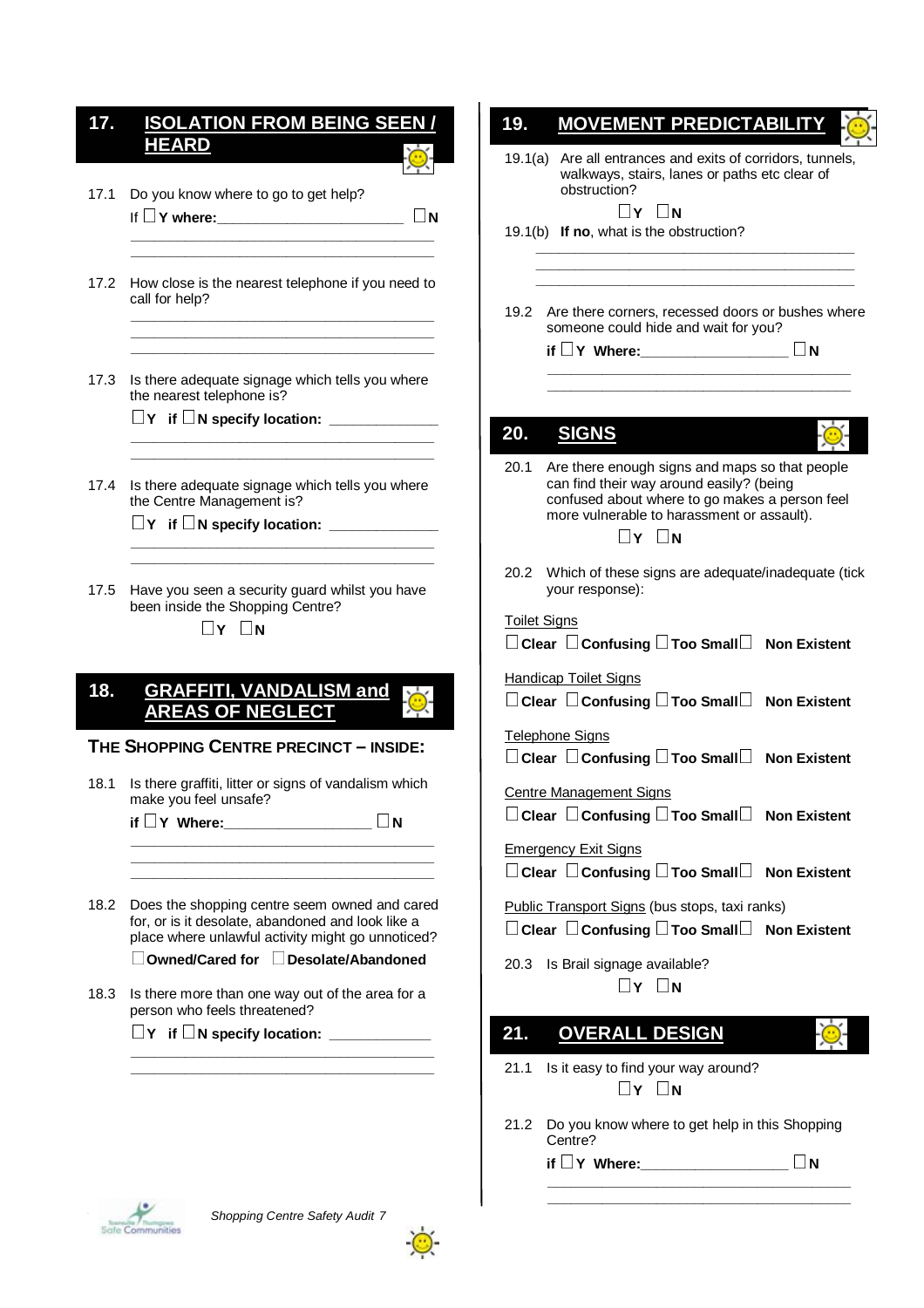## 17. ISOLATION FROM BEING SEEN / HEARD

17.1 Do you know where to go to get help?

If ☐ **Y where:**________________________ ☐ **N**

________________________________________

________________________________________

17.2 How close is the nearest telephone if you need to call for help?

________________________________________

________________________________________

________________________________________

17.3 Is there adequate signage which tells you where the nearest telephone is?

☐ **Y** if ☐ **N specify location:** ______________

________________________________________

________________________________________

17.4 Is there adequate signage which tells you where the Centre Management is?

☐ **Y** if ☐ **N specify location:** ______________

________________________________________

________________________________________

17.5 Have you seen a security guard whilst you have been inside the Shopping Centre?

☐ **Y** ☐ **N**

## 18. GRAFFITI, VANDALISM and AREAS OF NEGLECT

**THE SHOPPING CENTRE PRECINCT – INSIDE:**

18.1 Is there graffiti, litter or signs of vandalism which make you feel unsafe?

if ☐ **Y Where:**___________________ ☐ **N**

________________________________________

________________________________________

________________________________________

18.2 Does the shopping centre seem owned and cared for, or is it desolate, abandoned and look like a place where unlawful activity might go unnoticed?

☐ **Owned/Cared for** ☐ **Desolate/Abandoned**

18.3 Is there more than one way out of the area for a person who feels threatened?

☐ **Y** if ☐ **N specify location:** _____________

________________________________________

________________________________________

## 19. MOVEMENT PREDICTABILITY

19.1(a) Are all entrances and exits of corridors, tunnels, walkways, stairs, lanes or paths etc clear of obstruction?

☐ **Y** ☐ **N**

19.1(b) **If no**, what is the obstruction?

________________________________________

________________________________________

________________________________________

19.2 Are there corners, recessed doors or bushes where someone could hide and wait for you?

**if** ☐ **Y Where:**___________________ ☐ **N**

________________________________________

________________________________________

## 20. SIGNS

20.1 Are there enough signs and maps so that people can find their way around easily? (being confused about where to go makes a person feel more vulnerable to harassment or assault).

☐ **Y** ☐ **N**

20.2 Which of these signs are adequate/inadequate (tick your response):

Toilet Signs

☐ **Clear** ☐ **Confusing** ☐ **Too Small** ☐ **Non Existent**

Handicap Toilet Signs

☐ **Clear** ☐ **Confusing** ☐ **Too Small** ☐ **Non Existent**

Telephone Signs

☐ **Clear** ☐ **Confusing** ☐ **Too Small** ☐ **Non Existent**

Centre Management Signs

☐ **Clear** ☐ **Confusing** ☐ **Too Small** ☐ **Non Existent**

Emergency Exit Signs

☐ **Clear** ☐ **Confusing** ☐ **Too Small** ☐ **Non Existent**

Public Transport Signs (bus stops, taxi ranks)

☐ **Clear** ☐ **Confusing** ☐ **Too Small** ☐ **Non Existent**

20.3 Is Brail signage available?

☐ **Y** ☐ **N**

## 21. OVERALL DESIGN

21.1 Is it easy to find your way around?

☐ **Y** ☐ **N**

21.2 Do you know where to get help in this Shopping Centre?

**if** ☐ **Y Where:**___________________ ☐ **N**

________________________________________

________________________________________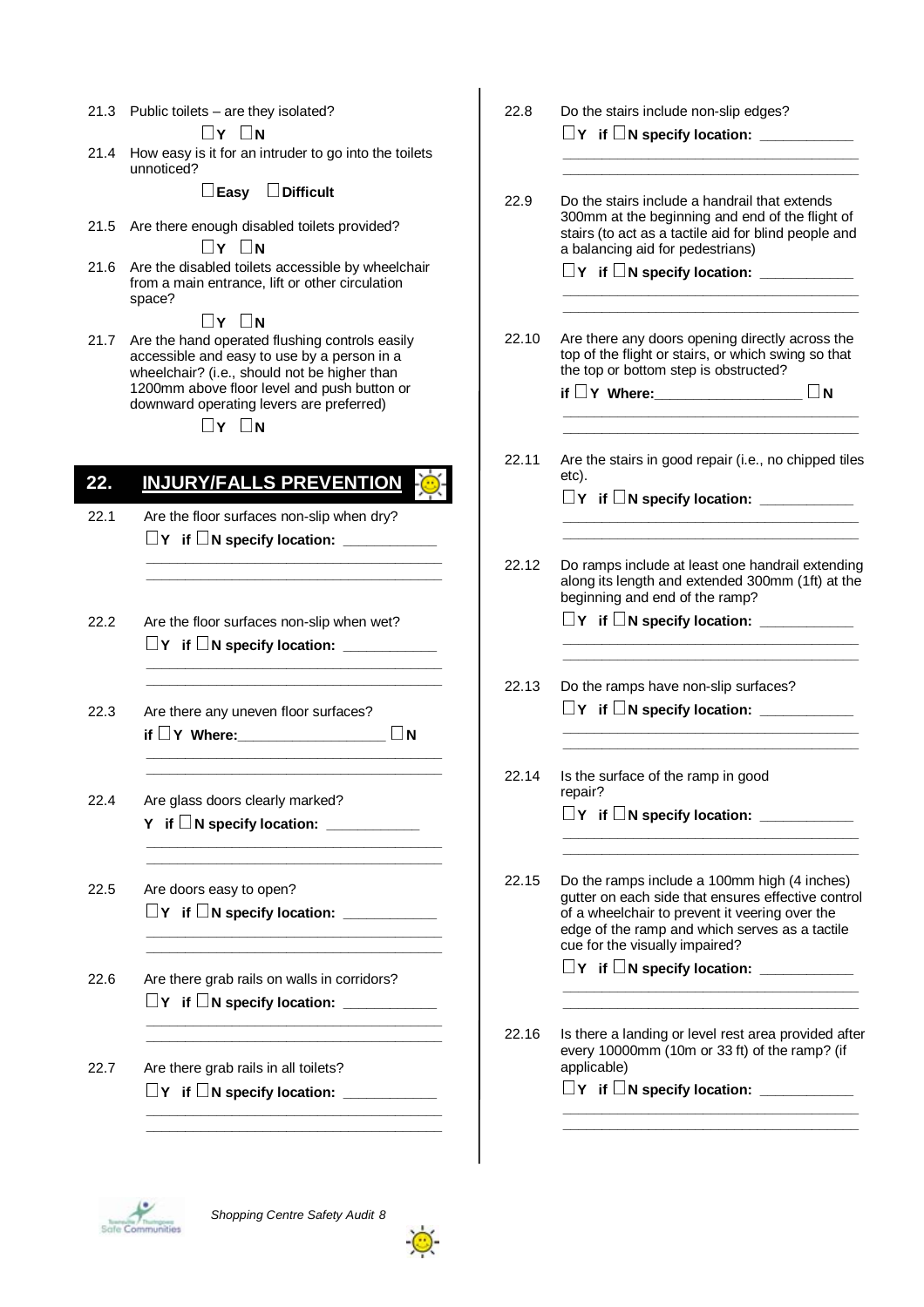21.3 Public toilets – are they isolated?

☐Y ☐N

21.4 How easy is it for an intruder to go into the toilets unnoticed?

☐**Easy** ☐**Difficult**

21.5 Are there enough disabled toilets provided?

☐Y ☐N

21.6 Are the disabled toilets accessible by wheelchair from a main entrance, lift or other circulation space?

☐Y ☐N

21.7 Are the hand operated flushing controls easily accessible and easy to use by a person in a wheelchair? (i.e., should not be higher than 1200mm above floor level and push button or downward operating levers are preferred)

☐Y ☐N

## 22. INJURY/FALLS PREVENTION

22.1 Are the floor surfaces non-slip when dry?

**☐Y if ☐N specify location:** ____________

______________________________________
______________________________________

22.2 Are the floor surfaces non-slip when wet?

**☐Y if ☐N specify location:** ____________

______________________________________
______________________________________

22.3 Are there any uneven floor surfaces?

**if ☐Y Where:**___________________ ☐**N**

______________________________________
______________________________________

22.4 Are glass doors clearly marked?

**Y if ☐N specify location:** ____________

______________________________________
______________________________________

22.5 Are doors easy to open?

**☐Y if ☐N specify location:** ____________

______________________________________
______________________________________

22.6 Are there grab rails on walls in corridors?

**☐Y if ☐N specify location:** ____________

______________________________________
______________________________________

22.7 Are there grab rails in all toilets?

**☐Y if ☐N specify location:** ____________

______________________________________
______________________________________

22.8 Do the stairs include non-slip edges?

**☐Y if ☐N specify location:** ____________

______________________________________
______________________________________

22.9 Do the stairs include a handrail that extends 300mm at the beginning and end of the flight of stairs (to act as a tactile aid for blind people and a balancing aid for pedestrians)

**☐Y if ☐N specify location:** ____________

______________________________________
______________________________________

22.10 Are there any doors opening directly across the top of the flight or stairs, or which swing so that the top or bottom step is obstructed?

**if ☐Y Where:**___________________ ☐**N**

______________________________________
______________________________________

22.11 Are the stairs in good repair (i.e., no chipped tiles etc).

**☐Y if ☐N specify location:** ____________

______________________________________
______________________________________

22.12 Do ramps include at least one handrail extending along its length and extended 300mm (1ft) at the beginning and end of the ramp?

**☐Y if ☐N specify location:** ____________

______________________________________
______________________________________

22.13 Do the ramps have non-slip surfaces?

**☐Y if ☐N specify location:** ____________

______________________________________
______________________________________

22.14 Is the surface of the ramp in good repair?

**☐Y if ☐N specify location:** ____________

______________________________________
______________________________________

22.15 Do the ramps include a 100mm high (4 inches) gutter on each side that ensures effective control of a wheelchair to prevent it veering over the edge of the ramp and which serves as a tactile cue for the visually impaired?

**☐Y if ☐N specify location:** ____________

______________________________________
______________________________________

22.16 Is there a landing or level rest area provided after every 10000mm (10m or 33 ft) of the ramp? (if applicable)

**☐Y if ☐N specify location:** ____________

______________________________________
______________________________________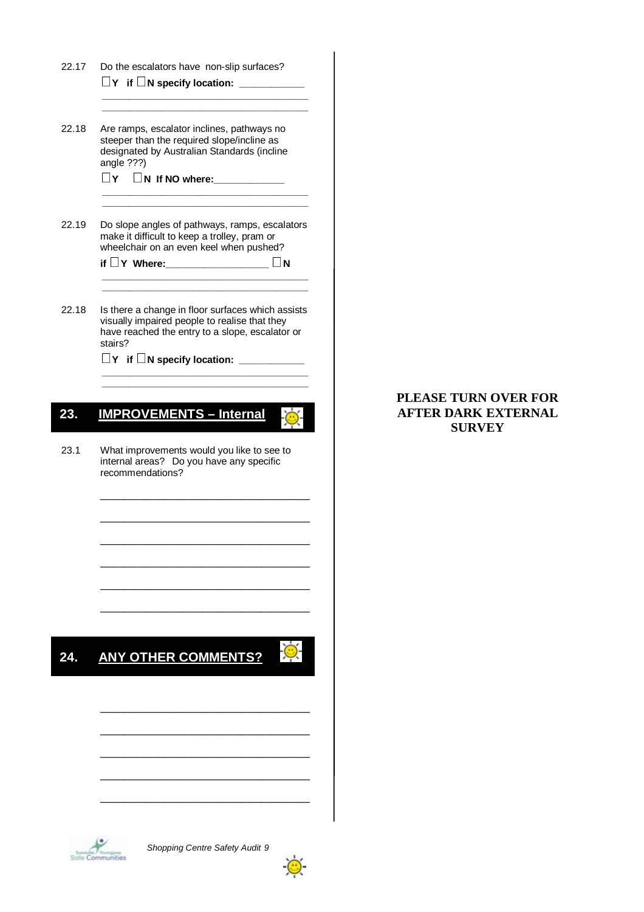22.17 Do the escalators have non-slip surfaces?

☐ **Y** if ☐ **N specify location:** ____________

______________________________________

______________________________________

22.18 Are ramps, escalator inclines, pathways no steeper than the required slope/incline as designated by Australian Standards (incline angle ???)

☐ **Y** ☐ **N If NO where:** _____________

______________________________________

______________________________________

22.19 Do slope angles of pathways, ramps, escalators make it difficult to keep a trolley, pram or wheelchair on an even keel when pushed?

**if** ☐ **Y Where:** ___________________ ☐ **N**

______________________________________

______________________________________

22.18 Is there a change in floor surfaces which assists visually impaired people to realise that they have reached the entry to a slope, escalator or stairs?

☐ **Y** if ☐ **N specify location:** ____________

______________________________________

______________________________________

## 23. IMPROVEMENTS – Internal

23.1 What improvements would you like to see to internal areas? Do you have any specific recommendations?

______________________________________

______________________________________

______________________________________

______________________________________

______________________________________

______________________________________

## 24. ANY OTHER COMMENTS?

______________________________________

______________________________________

______________________________________

______________________________________

______________________________________

**PLEASE TURN OVER FOR AFTER DARK EXTERNAL SURVEY**